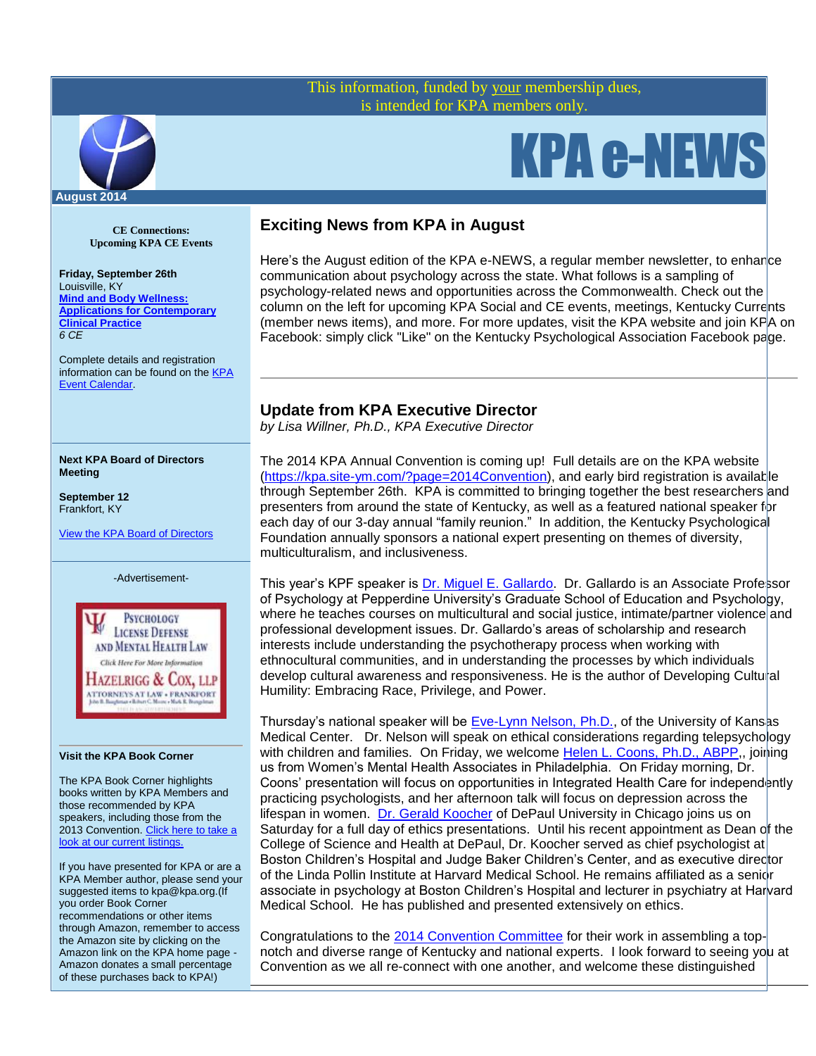This information, funded by your membership dues, is intended for KPA members only.

# KPA e-NEWS

August 2014

**CE Connections: Upcoming KPA CE Events**

**Friday, September 26th**
Louisville, KY
**Mind and Body Wellness: Applications for Contemporary Clinical Practice**
*6 CE*

Complete details and registration information can be found on the KPA Event Calendar.

**Next KPA Board of Directors Meeting**

**September 12**
Frankfort, KY

View the KPA Board of Directors

-Advertisement-

Psychology License Defense and Mental Health Law
Click Here For More Information
Hazelrigg & Cox, LLP
Attorneys at Law • Frankfort

**Visit the KPA Book Corner**

The KPA Book Corner highlights books written by KPA Members and those recommended by KPA speakers, including those from the 2013 Convention. Click here to take a look at our current listings.

If you have presented for KPA or are a KPA Member author, please send your suggested items to kpa@kpa.org.(If you order Book Corner recommendations or other items through Amazon, remember to access the Amazon site by clicking on the Amazon link on the KPA home page - Amazon donates a small percentage of these purchases back to KPA!)

## Exciting News from KPA in August

Here's the August edition of the KPA e-NEWS, a regular member newsletter, to enhance communication about psychology across the state. What follows is a sampling of psychology-related news and opportunities across the Commonwealth. Check out the column on the left for upcoming KPA Social and CE events, meetings, Kentucky Currents (member news items), and more. For more updates, visit the KPA website and join KPA on Facebook: simply click "Like" on the Kentucky Psychological Association Facebook page.

## Update from KPA Executive Director

*by Lisa Willner, Ph.D., KPA Executive Director*

The 2014 KPA Annual Convention is coming up! Full details are on the KPA website (https://kpa.site-ym.com/?page=2014Convention), and early bird registration is available through September 26th. KPA is committed to bringing together the best researchers and presenters from around the state of Kentucky, as well as a featured national speaker for each day of our 3-day annual "family reunion." In addition, the Kentucky Psychological Foundation annually sponsors a national expert presenting on themes of diversity, multiculturalism, and inclusiveness.

This year's KPF speaker is Dr. Miguel E. Gallardo. Dr. Gallardo is an Associate Professor of Psychology at Pepperdine University's Graduate School of Education and Psychology, where he teaches courses on multicultural and social justice, intimate/partner violence and professional development issues. Dr. Gallardo's areas of scholarship and research interests include understanding the psychotherapy process when working with ethnocultural communities, and in understanding the processes by which individuals develop cultural awareness and responsiveness. He is the author of Developing Cultural Humility: Embracing Race, Privilege, and Power.

Thursday's national speaker will be Eve-Lynn Nelson, Ph.D., of the University of Kansas Medical Center. Dr. Nelson will speak on ethical considerations regarding telepsychology with children and families. On Friday, we welcome Helen L. Coons, Ph.D., ABPP,, joining us from Women's Mental Health Associates in Philadelphia. On Friday morning, Dr. Coons' presentation will focus on opportunities in Integrated Health Care for independently practicing psychologists, and her afternoon talk will focus on depression across the lifespan in women. Dr. Gerald Koocher of DePaul University in Chicago joins us on Saturday for a full day of ethics presentations. Until his recent appointment as Dean of the College of Science and Health at DePaul, Dr. Koocher served as chief psychologist at Boston Children's Hospital and Judge Baker Children's Center, and as executive director of the Linda Pollin Institute at Harvard Medical School. He remains affiliated as a senior associate in psychology at Boston Children's Hospital and lecturer in psychiatry at Harvard Medical School. He has published and presented extensively on ethics.

Congratulations to the 2014 Convention Committee for their work in assembling a top-notch and diverse range of Kentucky and national experts. I look forward to seeing you at Convention as we all re-connect with one another, and welcome these distinguished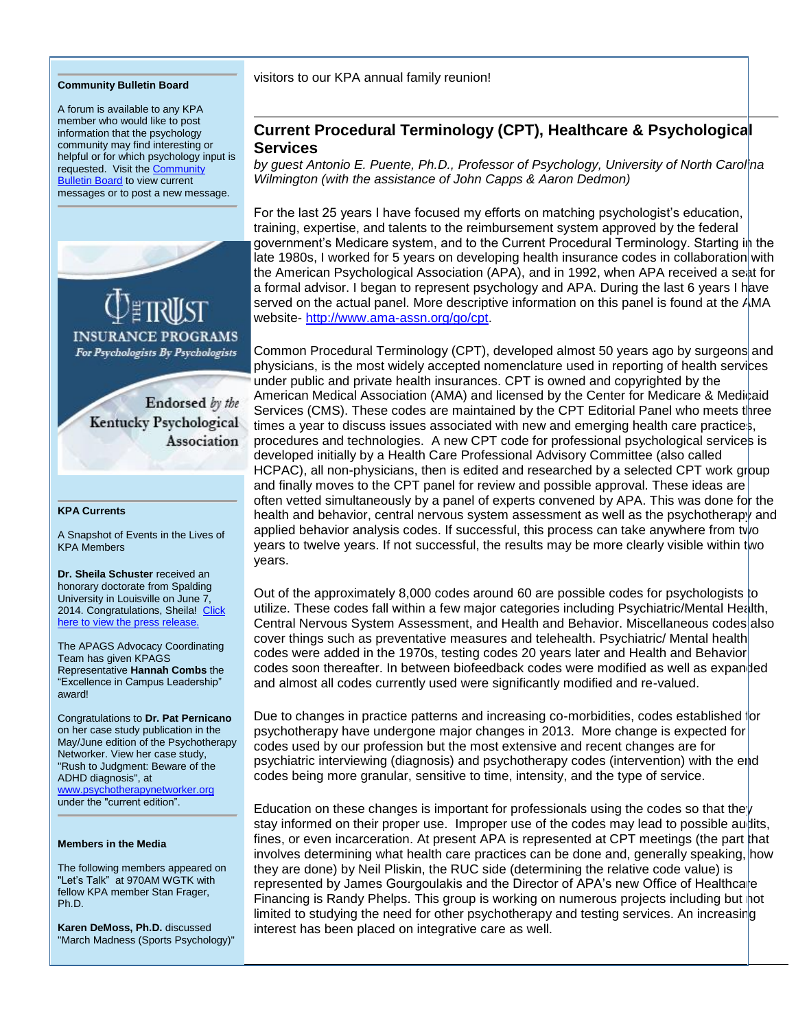**Community Bulletin Board**

A forum is available to any KPA member who would like to post information that the psychology community may find interesting or helpful or for which psychology input is requested. Visit the Community Bulletin Board to view current messages or to post a new message.

THE TRUST
INSURANCE PROGRAMS
*For Psychologists By Psychologists*

Endorsed *by the* Kentucky Psychological Association

**KPA Currents**

A Snapshot of Events in the Lives of KPA Members

**Dr. Sheila Schuster** received an honorary doctorate from Spalding University in Louisville on June 7, 2014. Congratulations, Sheila! Click here to view the press release.

The APAGS Advocacy Coordinating Team has given KPAGS Representative **Hannah Combs** the "Excellence in Campus Leadership" award!

Congratulations to **Dr. Pat Pernicano** on her case study publication in the May/June edition of the Psychotherapy Networker. View her case study, "Rush to Judgment: Beware of the ADHD diagnosis", at www.psychotherapynetworker.org under the "current edition".

**Members in the Media**

The following members appeared on "Let's Talk" at 970AM WGTK with fellow KPA member Stan Frager, Ph.D.

**Karen DeMoss, Ph.D.** discussed "March Madness (Sports Psychology)"

visitors to our KPA annual family reunion!

## Current Procedural Terminology (CPT), Healthcare & Psychological Services

*by guest Antonio E. Puente, Ph.D., Professor of Psychology, University of North Carolina Wilmington (with the assistance of John Capps & Aaron Dedmon)*

For the last 25 years I have focused my efforts on matching psychologist's education, training, expertise, and talents to the reimbursement system approved by the federal government's Medicare system, and to the Current Procedural Terminology. Starting in the late 1980s, I worked for 5 years on developing health insurance codes in collaboration with the American Psychological Association (APA), and in 1992, when APA received a seat for a formal advisor. I began to represent psychology and APA. During the last 6 years I have served on the actual panel. More descriptive information on this panel is found at the AMA website- http://www.ama-assn.org/go/cpt.

Common Procedural Terminology (CPT), developed almost 50 years ago by surgeons and physicians, is the most widely accepted nomenclature used in reporting of health services under public and private health insurances. CPT is owned and copyrighted by the American Medical Association (AMA) and licensed by the Center for Medicare & Medicaid Services (CMS). These codes are maintained by the CPT Editorial Panel who meets three times a year to discuss issues associated with new and emerging health care practices, procedures and technologies. A new CPT code for professional psychological services is developed initially by a Health Care Professional Advisory Committee (also called HCPAC), all non-physicians, then is edited and researched by a selected CPT work group and finally moves to the CPT panel for review and possible approval. These ideas are often vetted simultaneously by a panel of experts convened by APA. This was done for the health and behavior, central nervous system assessment as well as the psychotherapy and applied behavior analysis codes. If successful, this process can take anywhere from two years to twelve years. If not successful, the results may be more clearly visible within two years.

Out of the approximately 8,000 codes around 60 are possible codes for psychologists to utilize. These codes fall within a few major categories including Psychiatric/Mental Health, Central Nervous System Assessment, and Health and Behavior. Miscellaneous codes also cover things such as preventative measures and telehealth. Psychiatric/ Mental health codes were added in the 1970s, testing codes 20 years later and Health and Behavior codes soon thereafter. In between biofeedback codes were modified as well as expanded and almost all codes currently used were significantly modified and re-valued.

Due to changes in practice patterns and increasing co-morbidities, codes established for psychotherapy have undergone major changes in 2013. More change is expected for codes used by our profession but the most extensive and recent changes are for psychiatric interviewing (diagnosis) and psychotherapy codes (intervention) with the end codes being more granular, sensitive to time, intensity, and the type of service.

Education on these changes is important for professionals using the codes so that they stay informed on their proper use. Improper use of the codes may lead to possible audits, fines, or even incarceration. At present APA is represented at CPT meetings (the part that involves determining what health care practices can be done and, generally speaking, how they are done) by Neil Pliskin, the RUC side (determining the relative code value) is represented by James Gourgoulakis and the Director of APA's new Office of Healthcare Financing is Randy Phelps. This group is working on numerous projects including but not limited to studying the need for other psychotherapy and testing services. An increasing interest has been placed on integrative care as well.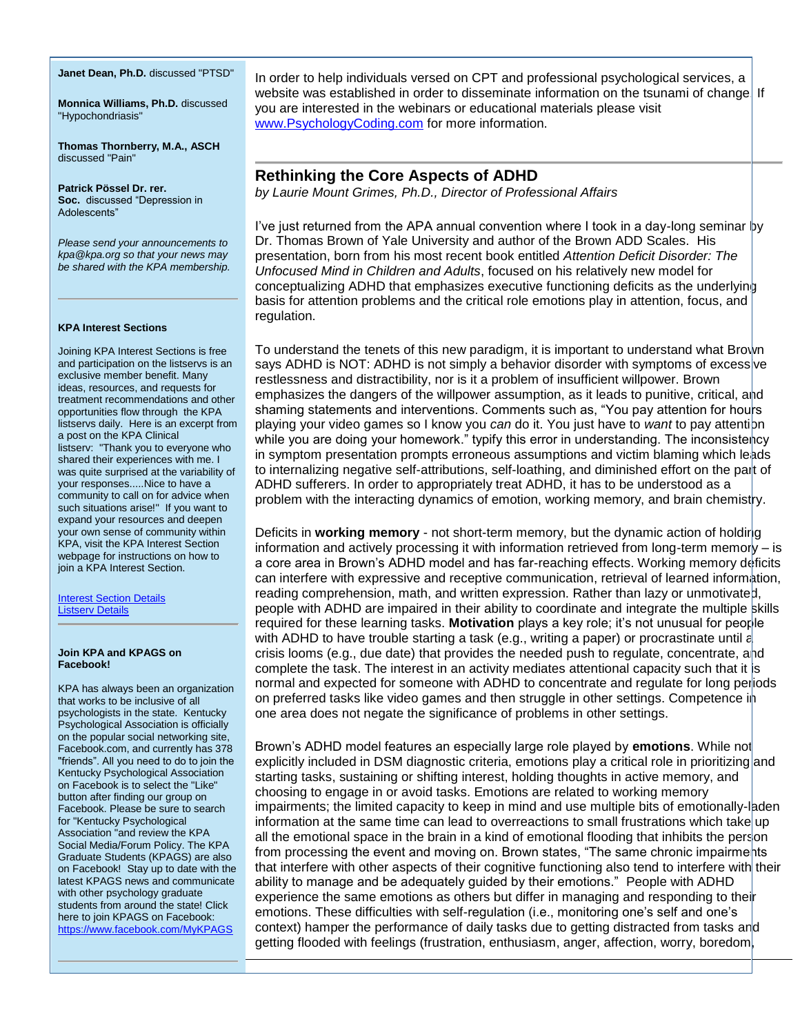**Janet Dean, Ph.D.** discussed "PTSD"

**Monnica Williams, Ph.D.** discussed "Hypochondriasis"

**Thomas Thornberry, M.A., ASCH** discussed "Pain"

**Patrick Pössel Dr. rer. Soc.** discussed "Depression in Adolescents"

*Please send your announcements to kpa@kpa.org so that your news may be shared with the KPA membership.*

---

**KPA Interest Sections**

Joining KPA Interest Sections is free and participation on the listservs is an exclusive member benefit. Many ideas, resources, and requests for treatment recommendations and other opportunities flow through the KPA listservs daily. Here is an excerpt from a post on the KPA Clinical listserv: "Thank you to everyone who shared their experiences with me. I was quite surprised at the variability of your responses.....Nice to have a community to call on for advice when such situations arise!" If you want to expand your resources and deepen your own sense of community within KPA, visit the KPA Interest Section webpage for instructions on how to join a KPA Interest Section.

[Interest Section Details](#)
[Listserv Details](#)

---

**Join KPA and KPAGS on Facebook!**

KPA has always been an organization that works to be inclusive of all psychologists in the state. Kentucky Psychological Association is officially on the popular social networking site, Facebook.com, and currently has 378 "friends". All you need to do to join the Kentucky Psychological Association on Facebook is to select the "Like" button after finding our group on Facebook. Please be sure to search for "Kentucky Psychological Association "and review the KPA Social Media/Forum Policy. The KPA Graduate Students (KPAGS) are also on Facebook! Stay up to date with the latest KPAGS news and communicate with other psychology graduate students from around the state! Click here to join KPAGS on Facebook: https://www.facebook.com/MyKPAGS

---

In order to help individuals versed on CPT and professional psychological services, a website was established in order to disseminate information on the tsunami of change. If you are interested in the webinars or educational materials please visit www.PsychologyCoding.com for more information.

---

## Rethinking the Core Aspects of ADHD

*by Laurie Mount Grimes, Ph.D., Director of Professional Affairs*

I've just returned from the APA annual convention where I took in a day-long seminar by Dr. Thomas Brown of Yale University and author of the Brown ADD Scales. His presentation, born from his most recent book entitled *Attention Deficit Disorder: The Unfocused Mind in Children and Adults*, focused on his relatively new model for conceptualizing ADHD that emphasizes executive functioning deficits as the underlying basis for attention problems and the critical role emotions play in attention, focus, and regulation.

To understand the tenets of this new paradigm, it is important to understand what Brown says ADHD is NOT: ADHD is not simply a behavior disorder with symptoms of excessive restlessness and distractibility, nor is it a problem of insufficient willpower. Brown emphasizes the dangers of the willpower assumption, as it leads to punitive, critical, and shaming statements and interventions. Comments such as, "You pay attention for hours playing your video games so I know you *can* do it. You just have to *want* to pay attention while you are doing your homework." typify this error in understanding. The inconsistency in symptom presentation prompts erroneous assumptions and victim blaming which leads to internalizing negative self-attributions, self-loathing, and diminished effort on the part of ADHD sufferers. In order to appropriately treat ADHD, it has to be understood as a problem with the interacting dynamics of emotion, working memory, and brain chemistry.

Deficits in **working memory** - not short-term memory, but the dynamic action of holding information and actively processing it with information retrieved from long-term memory – is a core area in Brown's ADHD model and has far-reaching effects. Working memory deficits can interfere with expressive and receptive communication, retrieval of learned information, reading comprehension, math, and written expression. Rather than lazy or unmotivated, people with ADHD are impaired in their ability to coordinate and integrate the multiple skills required for these learning tasks. **Motivation** plays a key role; it's not unusual for people with ADHD to have trouble starting a task (e.g., writing a paper) or procrastinate until a crisis looms (e.g., due date) that provides the needed push to regulate, concentrate, and complete the task. The interest in an activity mediates attentional capacity such that it is normal and expected for someone with ADHD to concentrate and regulate for long periods on preferred tasks like video games and then struggle in other settings. Competence in one area does not negate the significance of problems in other settings.

Brown's ADHD model features an especially large role played by **emotions**. While not explicitly included in DSM diagnostic criteria, emotions play a critical role in prioritizing and starting tasks, sustaining or shifting interest, holding thoughts in active memory, and choosing to engage in or avoid tasks. Emotions are related to working memory impairments; the limited capacity to keep in mind and use multiple bits of emotionally-laden information at the same time can lead to overreactions to small frustrations which take up all the emotional space in the brain in a kind of emotional flooding that inhibits the person from processing the event and moving on. Brown states, "The same chronic impairments that interfere with other aspects of their cognitive functioning also tend to interfere with their ability to manage and be adequately guided by their emotions." People with ADHD experience the same emotions as others but differ in managing and responding to their emotions. These difficulties with self-regulation (i.e., monitoring one's self and one's context) hamper the performance of daily tasks due to getting distracted from tasks and getting flooded with feelings (frustration, enthusiasm, anger, affection, worry, boredom,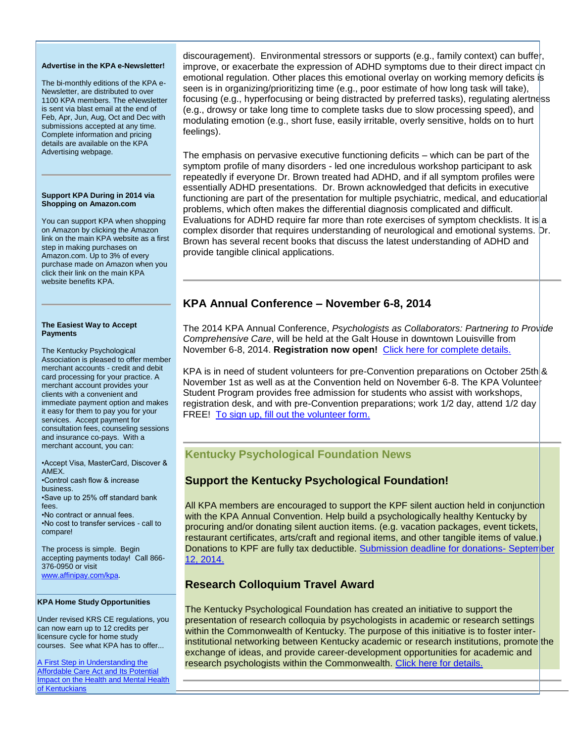discouragement). Environmental stressors or supports (e.g., family context) can buffer, improve, or exacerbate the expression of ADHD symptoms due to their direct impact on emotional regulation. Other places this emotional overlay on working memory deficits is seen is in organizing/prioritizing time (e.g., poor estimate of how long task will take), focusing (e.g., hyperfocusing or being distracted by preferred tasks), regulating alertness (e.g., drowsy or take long time to complete tasks due to slow processing speed), and modulating emotion (e.g., short fuse, easily irritable, overly sensitive, holds on to hurt feelings).

The emphasis on pervasive executive functioning deficits – which can be part of the symptom profile of many disorders - led one incredulous workshop participant to ask repeatedly if everyone Dr. Brown treated had ADHD, and if all symptom profiles were essentially ADHD presentations. Dr. Brown acknowledged that deficits in executive functioning are part of the presentation for multiple psychiatric, medical, and educational problems, which often makes the differential diagnosis complicated and difficult. Evaluations for ADHD require far more than rote exercises of symptom checklists. It is a complex disorder that requires understanding of neurological and emotional systems. Dr. Brown has several recent books that discuss the latest understanding of ADHD and provide tangible clinical applications.

## KPA Annual Conference – November 6-8, 2014

The 2014 KPA Annual Conference, *Psychologists as Collaborators: Partnering to Provide Comprehensive Care*, will be held at the Galt House in downtown Louisville from November 6-8, 2014. **Registration now open!** Click here for complete details.

KPA is in need of student volunteers for pre-Convention preparations on October 25th & November 1st as well as at the Convention held on November 6-8. The KPA Volunteer Student Program provides free admission for students who assist with workshops, registration desk, and with pre-Convention preparations; work 1/2 day, attend 1/2 day FREE! To sign up, fill out the volunteer form.

## Kentucky Psychological Foundation News

### Support the Kentucky Psychological Foundation!

All KPA members are encouraged to support the KPF silent auction held in conjunction with the KPA Annual Convention. Help build a psychologically healthy Kentucky by procuring and/or donating silent auction items. (e.g. vacation packages, event tickets, restaurant certificates, arts/craft and regional items, and other tangible items of value.) Donations to KPF are fully tax deductible. Submission deadline for donations- September 12, 2014.

### Research Colloquium Travel Award

The Kentucky Psychological Foundation has created an initiative to support the presentation of research colloquia by psychologists in academic or research settings within the Commonwealth of Kentucky. The purpose of this initiative is to foster inter-institutional networking between Kentucky academic or research institutions, promote the exchange of ideas, and provide career-development opportunities for academic and research psychologists within the Commonwealth. Click here for details.

**Advertise in the KPA e-Newsletter!**

The bi-monthly editions of the KPA e-Newsletter, are distributed to over 1100 KPA members. The eNewsletter is sent via blast email at the end of Feb, Apr, Jun, Aug, Oct and Dec with submissions accepted at any time. Complete information and pricing details are available on the KPA Advertising webpage.

**Support KPA During in 2014 via Shopping on Amazon.com**

You can support KPA when shopping on Amazon by clicking the Amazon link on the main KPA website as a first step in making purchases on Amazon.com. Up to 3% of every purchase made on Amazon when you click their link on the main KPA website benefits KPA.

**The Easiest Way to Accept Payments**

The Kentucky Psychological Association is pleased to offer member merchant accounts - credit and debit card processing for your practice. A merchant account provides your clients with a convenient and immediate payment option and makes it easy for them to pay you for your services. Accept payment for consultation fees, counseling sessions and insurance co-pays. With a merchant account, you can:

- Accept Visa, MasterCard, Discover & AMEX.
- Control cash flow & increase business.
- Save up to 25% off standard bank fees.
- No contract or annual fees.
- No cost to transfer services - call to compare!

The process is simple. Begin accepting payments today! Call 866-376-0950 or visit www.affinipay.com/kpa.

**KPA Home Study Opportunities**

Under revised KRS CE regulations, you can now earn up to 12 credits per licensure cycle for home study courses. See what KPA has to offer...

A First Step in Understanding the Affordable Care Act and Its Potential Impact on the Health and Mental Health of Kentuckians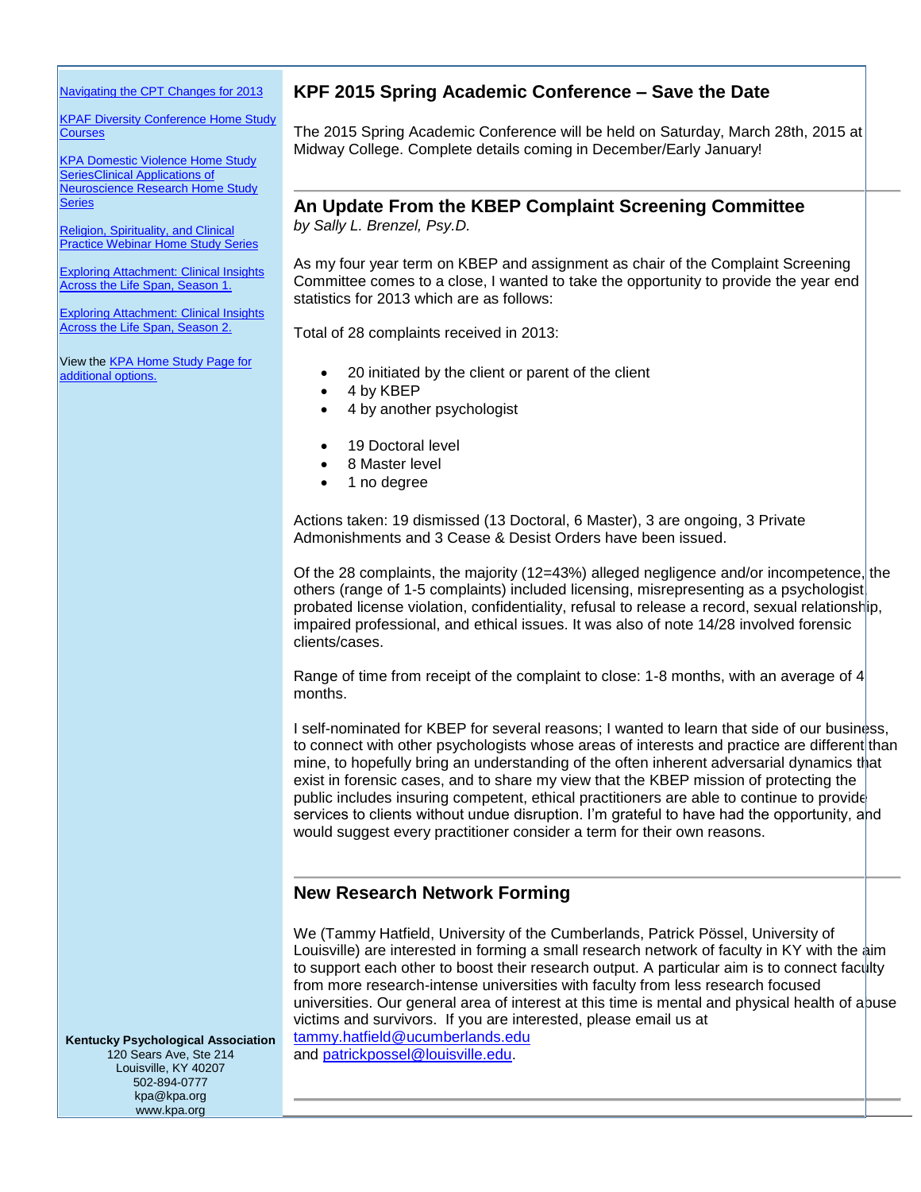[Navigating the CPT Changes for 2013]

[KPAF Diversity Conference Home Study Courses]

[KPA Domestic Violence Home Study SeriesClinical Applications of Neuroscience Research Home Study Series]

[Religion, Spirituality, and Clinical Practice Webinar Home Study Series]

[Exploring Attachment: Clinical Insights Across the Life Span, Season 1.]

[Exploring Attachment: Clinical Insights Across the Life Span, Season 2.]

View the [KPA Home Study Page for additional options.]

**Kentucky Psychological Association**
120 Sears Ave, Ste 214
Louisville, KY 40207
502-894-0777
kpa@kpa.org
www.kpa.org

## KPF 2015 Spring Academic Conference – Save the Date

The 2015 Spring Academic Conference will be held on Saturday, March 28th, 2015 at Midway College. Complete details coming in December/Early January!

## An Update From the KBEP Complaint Screening Committee

*by Sally L. Brenzel, Psy.D.*

As my four year term on KBEP and assignment as chair of the Complaint Screening Committee comes to a close, I wanted to take the opportunity to provide the year end statistics for 2013 which are as follows:

Total of 28 complaints received in 2013:

- 20 initiated by the client or parent of the client
- 4 by KBEP
- 4 by another psychologist

- 19 Doctoral level
- 8 Master level
- 1 no degree

Actions taken: 19 dismissed (13 Doctoral, 6 Master), 3 are ongoing, 3 Private Admonishments and 3 Cease & Desist Orders have been issued.

Of the 28 complaints, the majority (12=43%) alleged negligence and/or incompetence, the others (range of 1-5 complaints) included licensing, misrepresenting as a psychologist, probated license violation, confidentiality, refusal to release a record, sexual relationship, impaired professional, and ethical issues. It was also of note 14/28 involved forensic clients/cases.

Range of time from receipt of the complaint to close: 1-8 months, with an average of 4 months.

I self-nominated for KBEP for several reasons; I wanted to learn that side of our business, to connect with other psychologists whose areas of interests and practice are different than mine, to hopefully bring an understanding of the often inherent adversarial dynamics that exist in forensic cases, and to share my view that the KBEP mission of protecting the public includes insuring competent, ethical practitioners are able to continue to provide services to clients without undue disruption. I'm grateful to have had the opportunity, and would suggest every practitioner consider a term for their own reasons.

## New Research Network Forming

We (Tammy Hatfield, University of the Cumberlands, Patrick Pössel, University of Louisville) are interested in forming a small research network of faculty in KY with the aim to support each other to boost their research output. A particular aim is to connect faculty from more research-intense universities with faculty from less research focused universities. Our general area of interest at this time is mental and physical health of abuse victims and survivors. If you are interested, please email us at tammy.hatfield@ucumberlands.edu and patrickpossel@louisville.edu.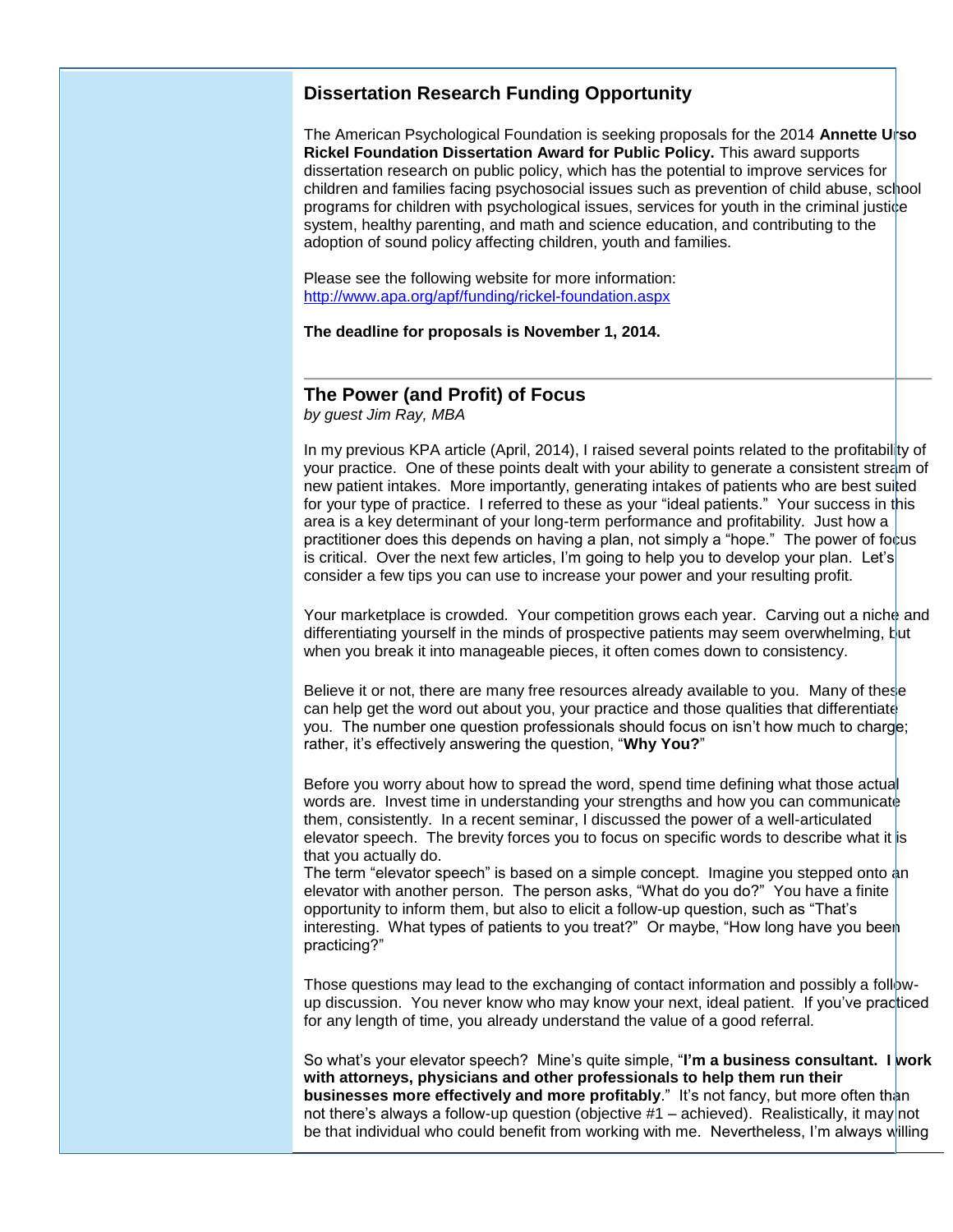## Dissertation Research Funding Opportunity

The American Psychological Foundation is seeking proposals for the 2014 **Annette Urso Rickel Foundation Dissertation Award for Public Policy.** This award supports dissertation research on public policy, which has the potential to improve services for children and families facing psychosocial issues such as prevention of child abuse, school programs for children with psychological issues, services for youth in the criminal justice system, healthy parenting, and math and science education, and contributing to the adoption of sound policy affecting children, youth and families.

Please see the following website for more information: http://www.apa.org/apf/funding/rickel-foundation.aspx

**The deadline for proposals is November 1, 2014.**

---

## The Power (and Profit) of Focus

*by guest Jim Ray, MBA*

In my previous KPA article (April, 2014), I raised several points related to the profitability of your practice. One of these points dealt with your ability to generate a consistent stream of new patient intakes. More importantly, generating intakes of patients who are best suited for your type of practice. I referred to these as your "ideal patients." Your success in this area is a key determinant of your long-term performance and profitability. Just how a practitioner does this depends on having a plan, not simply a "hope." The power of focus is critical. Over the next few articles, I'm going to help you to develop your plan. Let's consider a few tips you can use to increase your power and your resulting profit.

Your marketplace is crowded. Your competition grows each year. Carving out a niche and differentiating yourself in the minds of prospective patients may seem overwhelming, but when you break it into manageable pieces, it often comes down to consistency.

Believe it or not, there are many free resources already available to you. Many of these can help get the word out about you, your practice and those qualities that differentiate you. The number one question professionals should focus on isn't how much to charge; rather, it's effectively answering the question, "**Why You?**"

Before you worry about how to spread the word, spend time defining what those actual words are. Invest time in understanding your strengths and how you can communicate them, consistently. In a recent seminar, I discussed the power of a well-articulated elevator speech. The brevity forces you to focus on specific words to describe what it is that you actually do.
The term "elevator speech" is based on a simple concept. Imagine you stepped onto an elevator with another person. The person asks, "What do you do?" You have a finite opportunity to inform them, but also to elicit a follow-up question, such as "That's interesting. What types of patients to you treat?" Or maybe, "How long have you been practicing?"

Those questions may lead to the exchanging of contact information and possibly a follow-up discussion. You never know who may know your next, ideal patient. If you've practiced for any length of time, you already understand the value of a good referral.

So what's your elevator speech? Mine's quite simple, "**I'm a business consultant. I work with attorneys, physicians and other professionals to help them run their businesses more effectively and more profitably**." It's not fancy, but more often than not there's always a follow-up question (objective #1 – achieved). Realistically, it may not be that individual who could benefit from working with me. Nevertheless, I'm always willing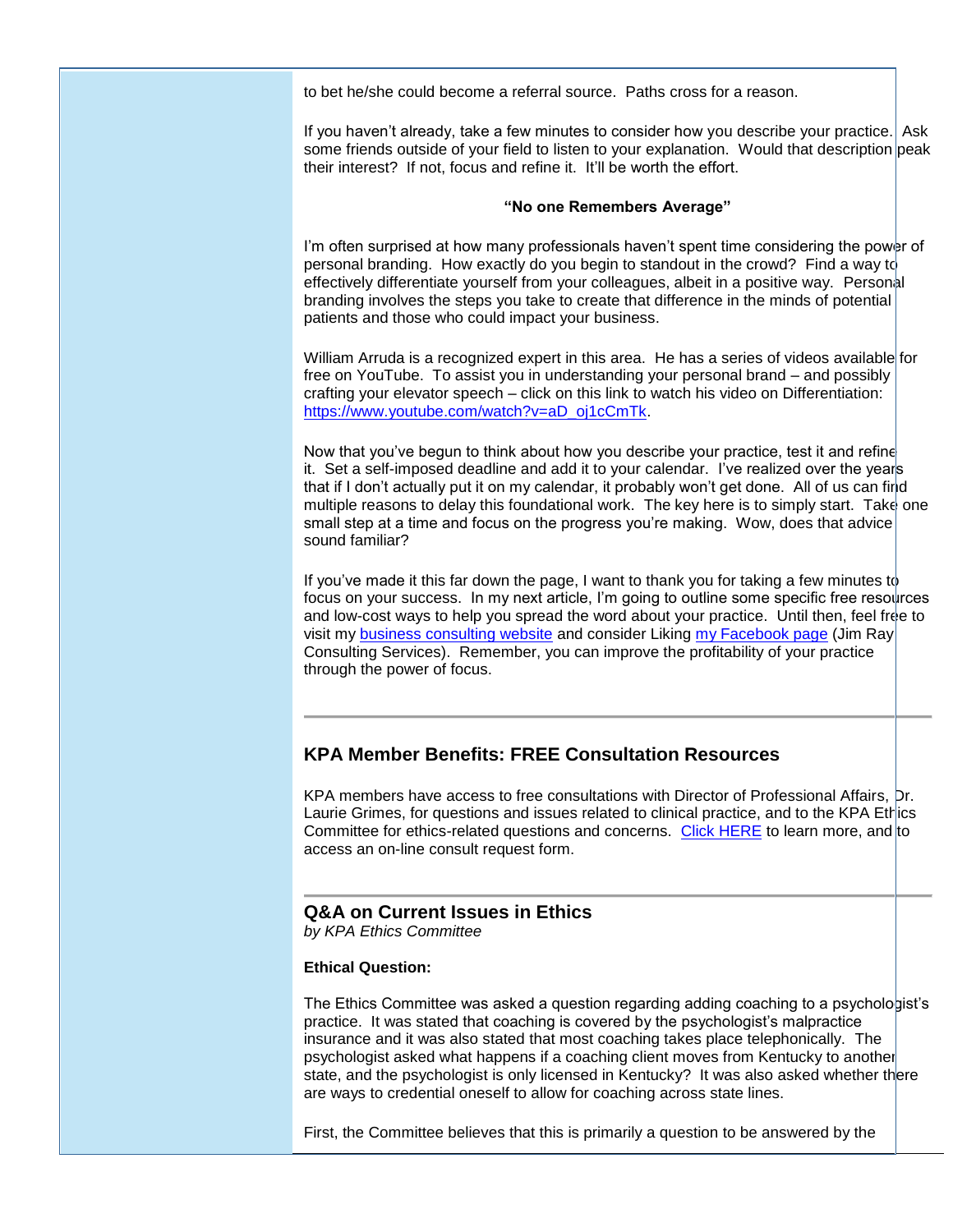to bet he/she could become a referral source. Paths cross for a reason.

If you haven't already, take a few minutes to consider how you describe your practice. Ask some friends outside of your field to listen to your explanation. Would that description peak their interest? If not, focus and refine it. It'll be worth the effort.

**"No one Remembers Average"**

I'm often surprised at how many professionals haven't spent time considering the power of personal branding. How exactly do you begin to standout in the crowd? Find a way to effectively differentiate yourself from your colleagues, albeit in a positive way. Personal branding involves the steps you take to create that difference in the minds of potential patients and those who could impact your business.

William Arruda is a recognized expert in this area. He has a series of videos available for free on YouTube. To assist you in understanding your personal brand – and possibly crafting your elevator speech – click on this link to watch his video on Differentiation: [https://www.youtube.com/watch?v=aD_oj1cCmTk](https://www.youtube.com/watch?v=aD_oj1cCmTk).

Now that you've begun to think about how you describe your practice, test it and refine it. Set a self-imposed deadline and add it to your calendar. I've realized over the years that if I don't actually put it on my calendar, it probably won't get done. All of us can find multiple reasons to delay this foundational work. The key here is to simply start. Take one small step at a time and focus on the progress you're making. Wow, does that advice sound familiar?

If you've made it this far down the page, I want to thank you for taking a few minutes to focus on your success. In my next article, I'm going to outline some specific free resources and low-cost ways to help you spread the word about your practice. Until then, feel free to visit my business consulting website and consider Liking my Facebook page (Jim Ray Consulting Services). Remember, you can improve the profitability of your practice through the power of focus.

---

## KPA Member Benefits: FREE Consultation Resources

KPA members have access to free consultations with Director of Professional Affairs, Dr. Laurie Grimes, for questions and issues related to clinical practice, and to the KPA Ethics Committee for ethics-related questions and concerns. Click HERE to learn more, and to access an on-line consult request form.

---

## Q&A on Current Issues in Ethics

*by KPA Ethics Committee*

**Ethical Question:**

The Ethics Committee was asked a question regarding adding coaching to a psychologist's practice. It was stated that coaching is covered by the psychologist's malpractice insurance and it was also stated that most coaching takes place telephonically. The psychologist asked what happens if a coaching client moves from Kentucky to another state, and the psychologist is only licensed in Kentucky? It was also asked whether there are ways to credential oneself to allow for coaching across state lines.

First, the Committee believes that this is primarily a question to be answered by the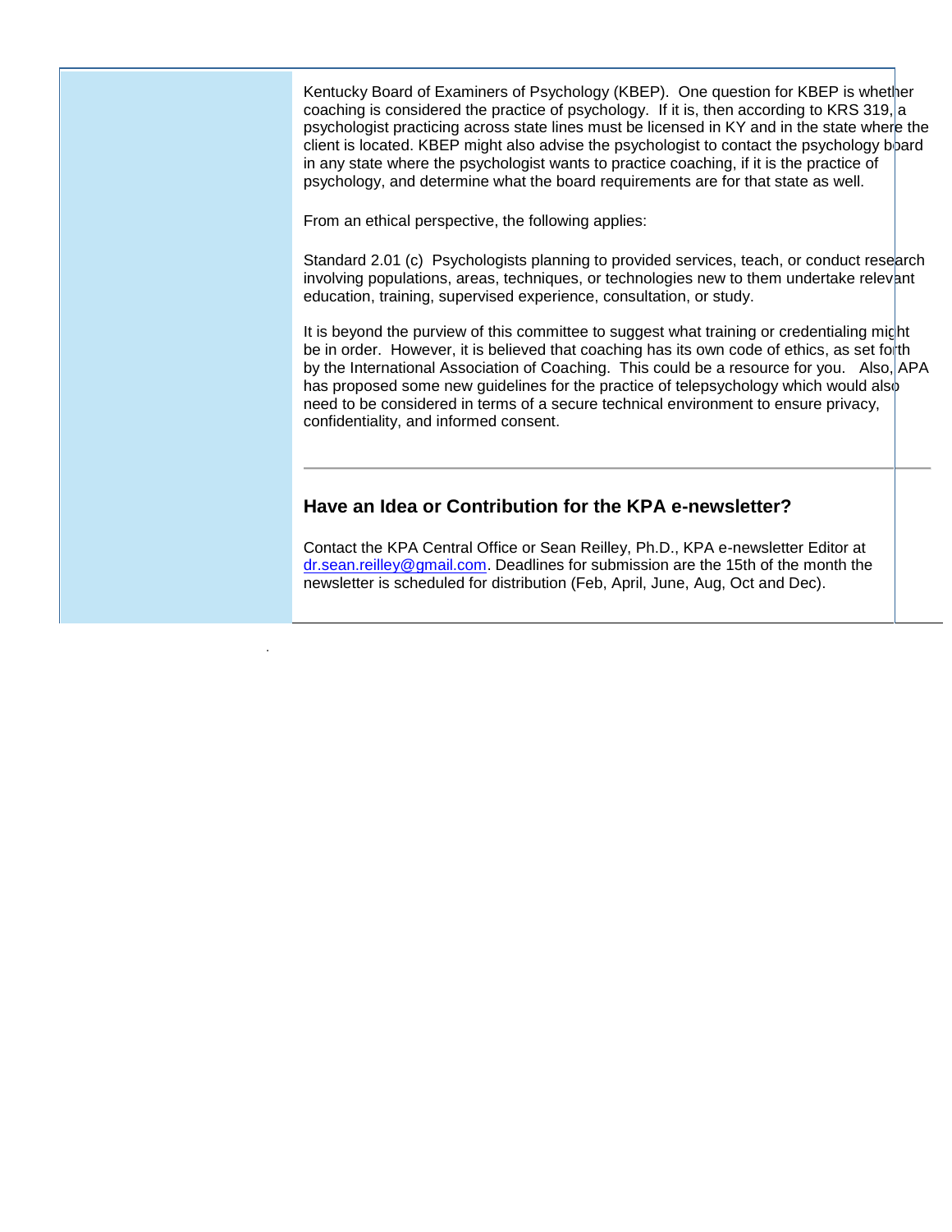Kentucky Board of Examiners of Psychology (KBEP). One question for KBEP is whether coaching is considered the practice of psychology. If it is, then according to KRS 319, a psychologist practicing across state lines must be licensed in KY and in the state where the client is located. KBEP might also advise the psychologist to contact the psychology board in any state where the psychologist wants to practice coaching, if it is the practice of psychology, and determine what the board requirements are for that state as well.

From an ethical perspective, the following applies:

Standard 2.01 (c) Psychologists planning to provided services, teach, or conduct research involving populations, areas, techniques, or technologies new to them undertake relevant education, training, supervised experience, consultation, or study.

It is beyond the purview of this committee to suggest what training or credentialing might be in order. However, it is believed that coaching has its own code of ethics, as set forth by the International Association of Coaching. This could be a resource for you. Also, APA has proposed some new guidelines for the practice of telepsychology which would also need to be considered in terms of a secure technical environment to ensure privacy, confidentiality, and informed consent.

---

## Have an Idea or Contribution for the KPA e-newsletter?

Contact the KPA Central Office or Sean Reilley, Ph.D., KPA e-newsletter Editor at dr.sean.reilley@gmail.com. Deadlines for submission are the 15th of the month the newsletter is scheduled for distribution (Feb, April, June, Aug, Oct and Dec).